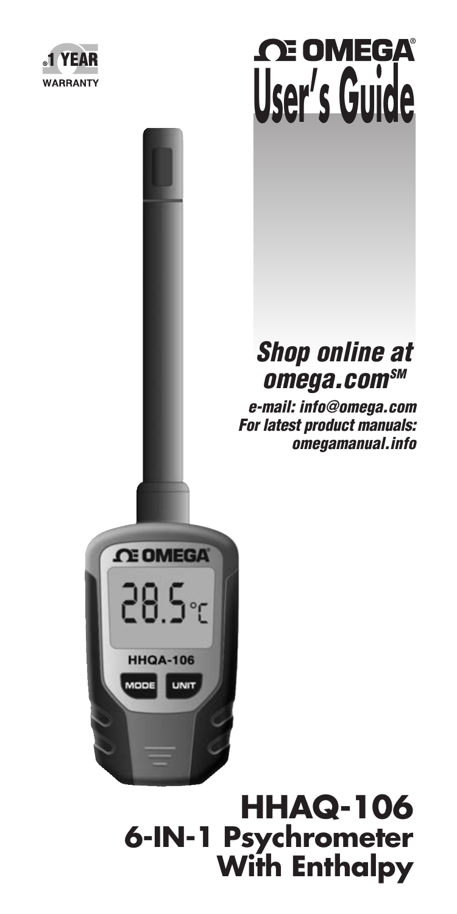1 YEAR WARRANTY

# OMEGA® User's Guide

***Shop online at omega.com℠***

***e-mail: info@omega.com***
***For latest product manuals: omegamanual.info***

# HHAQ-106
## 6-IN-1 Psychrometer With Enthalpy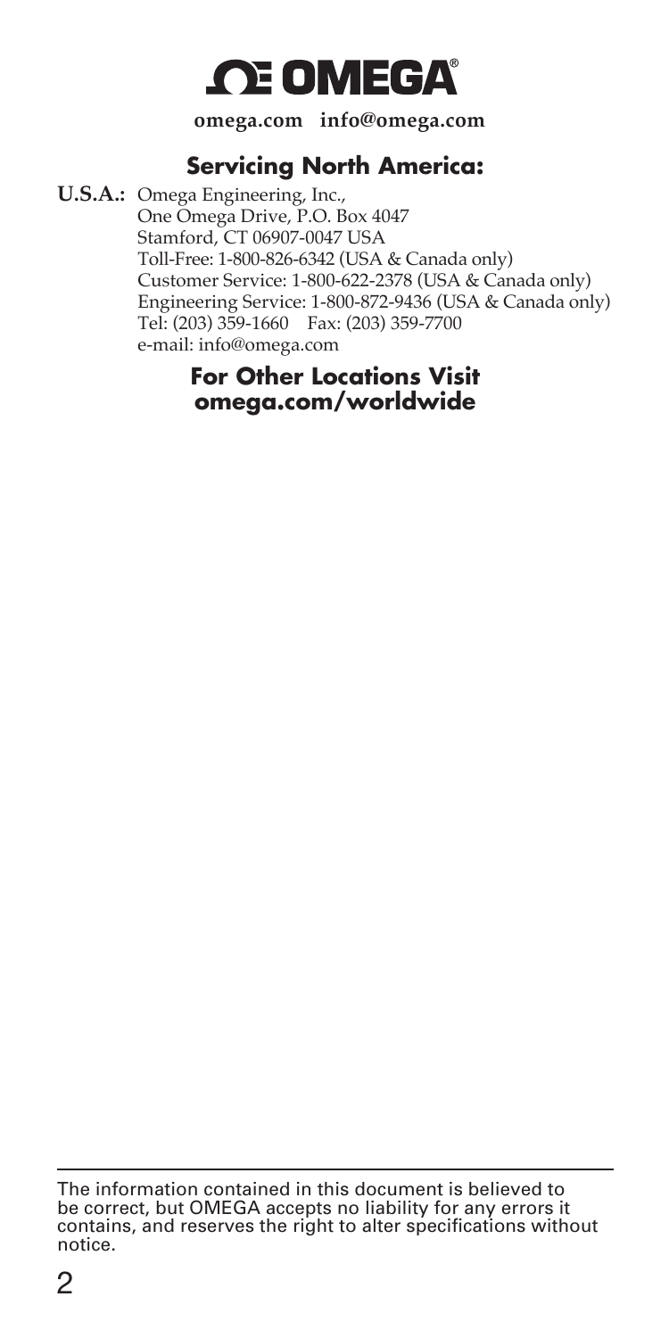# OMEGA®

**omega.com info@omega.com**

## Servicing North America:

**U.S.A.:** Omega Engineering, Inc.,
One Omega Drive, P.O. Box 4047
Stamford, CT 06907-0047 USA
Toll-Free: 1-800-826-6342 (USA & Canada only)
Customer Service: 1-800-622-2378 (USA & Canada only)
Engineering Service: 1-800-872-9436 (USA & Canada only)
Tel: (203) 359-1660 Fax: (203) 359-7700
e-mail: info@omega.com

**For Other Locations Visit omega.com/worldwide**

---

The information contained in this document is believed to be correct, but OMEGA accepts no liability for any errors it contains, and reserves the right to alter specifications without notice.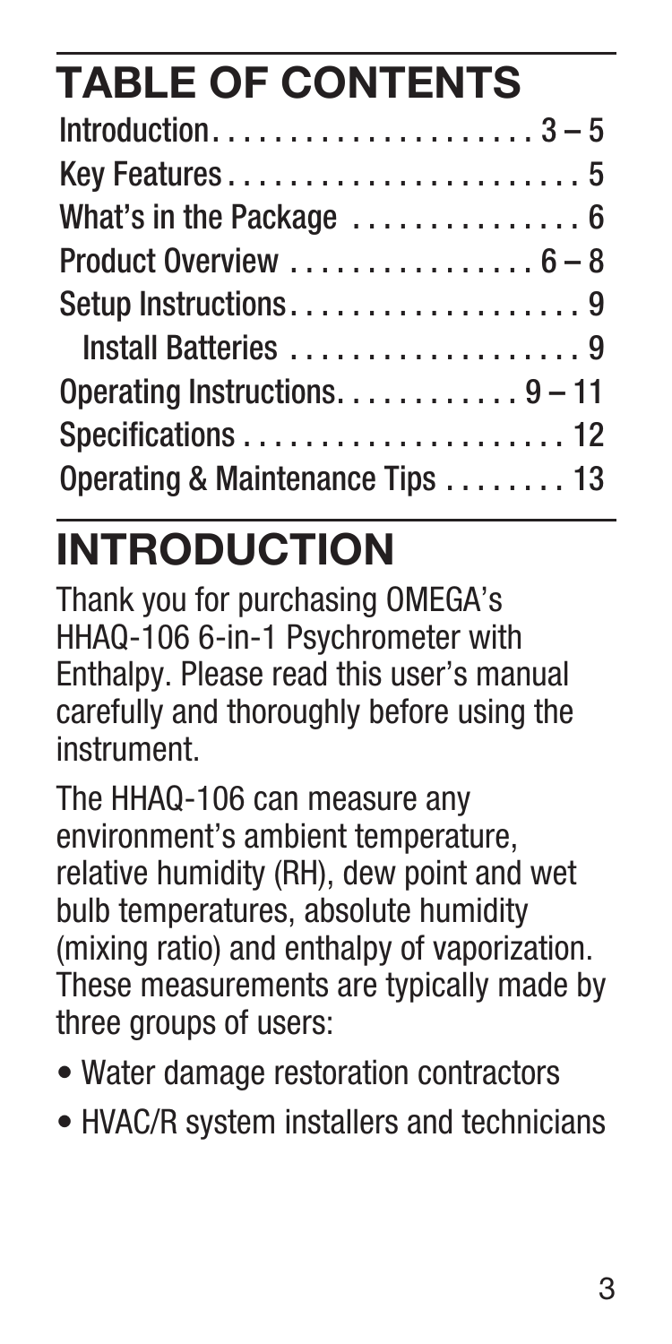# TABLE OF CONTENTS

| Section | Page |
|---|---|
| Introduction | 3 – 5 |
| Key Features | 5 |
| What's in the Package | 6 |
| Product Overview | 6 – 8 |
| Setup Instructions | 9 |
| Install Batteries | 9 |
| Operating Instructions | 9 – 11 |
| Specifications | 12 |
| Operating & Maintenance Tips | 13 |

# INTRODUCTION

Thank you for purchasing OMEGA's HHAQ-106 6-in-1 Psychrometer with Enthalpy. Please read this user's manual carefully and thoroughly before using the instrument.

The HHAQ-106 can measure any environment's ambient temperature, relative humidity (RH), dew point and wet bulb temperatures, absolute humidity (mixing ratio) and enthalpy of vaporization. These measurements are typically made by three groups of users:

- Water damage restoration contractors
- HVAC/R system installers and technicians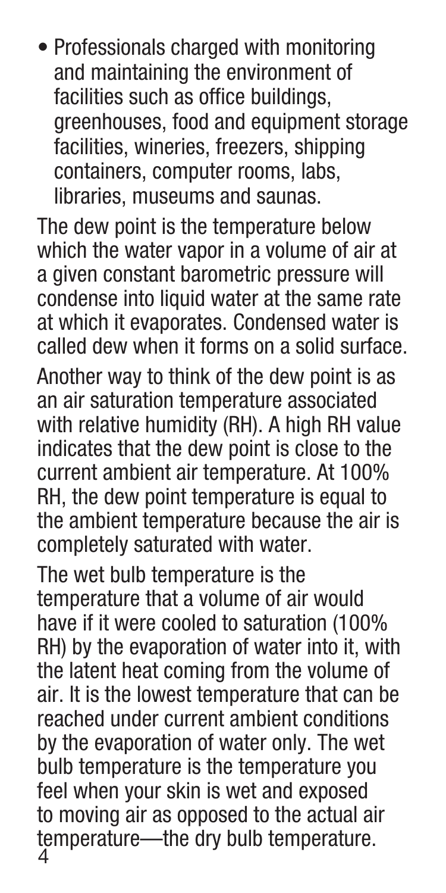- Professionals charged with monitoring and maintaining the environment of facilities such as office buildings, greenhouses, food and equipment storage facilities, wineries, freezers, shipping containers, computer rooms, labs, libraries, museums and saunas.

The dew point is the temperature below which the water vapor in a volume of air at a given constant barometric pressure will condense into liquid water at the same rate at which it evaporates. Condensed water is called dew when it forms on a solid surface.

Another way to think of the dew point is as an air saturation temperature associated with relative humidity (RH). A high RH value indicates that the dew point is close to the current ambient air temperature. At 100% RH, the dew point temperature is equal to the ambient temperature because the air is completely saturated with water.

The wet bulb temperature is the temperature that a volume of air would have if it were cooled to saturation (100% RH) by the evaporation of water into it, with the latent heat coming from the volume of air. It is the lowest temperature that can be reached under current ambient conditions by the evaporation of water only. The wet bulb temperature is the temperature you feel when your skin is wet and exposed to moving air as opposed to the actual air temperature—the dry bulb temperature.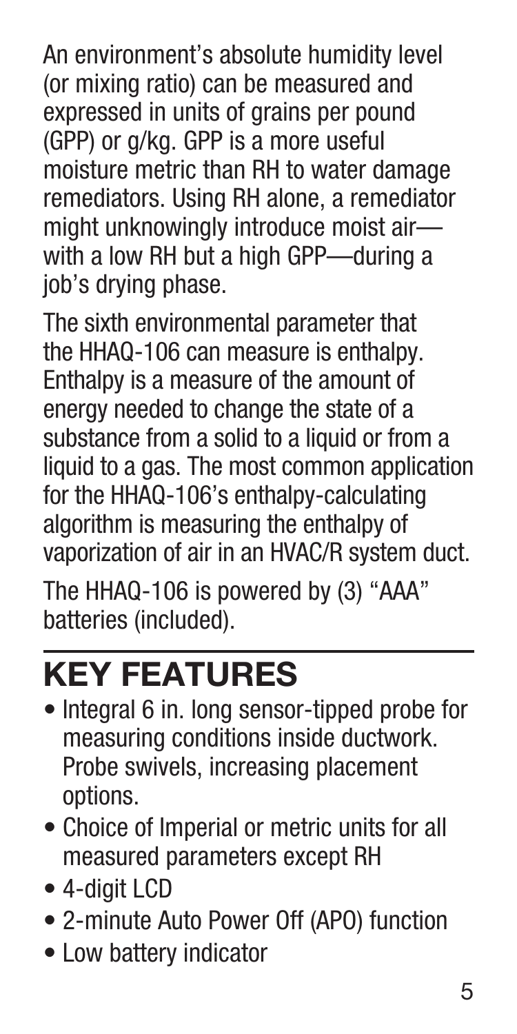An environment's absolute humidity level (or mixing ratio) can be measured and expressed in units of grains per pound (GPP) or g/kg. GPP is a more useful moisture metric than RH to water damage remediators. Using RH alone, a remediator might unknowingly introduce moist air—with a low RH but a high GPP—during a job's drying phase.

The sixth environmental parameter that the HHAQ-106 can measure is enthalpy. Enthalpy is a measure of the amount of energy needed to change the state of a substance from a solid to a liquid or from a liquid to a gas. The most common application for the HHAQ-106's enthalpy-calculating algorithm is measuring the enthalpy of vaporization of air in an HVAC/R system duct.

The HHAQ-106 is powered by (3) "AAA" batteries (included).

## KEY FEATURES

- Integral 6 in. long sensor-tipped probe for measuring conditions inside ductwork. Probe swivels, increasing placement options.
- Choice of Imperial or metric units for all measured parameters except RH
- 4-digit LCD
- 2-minute Auto Power Off (APO) function
- Low battery indicator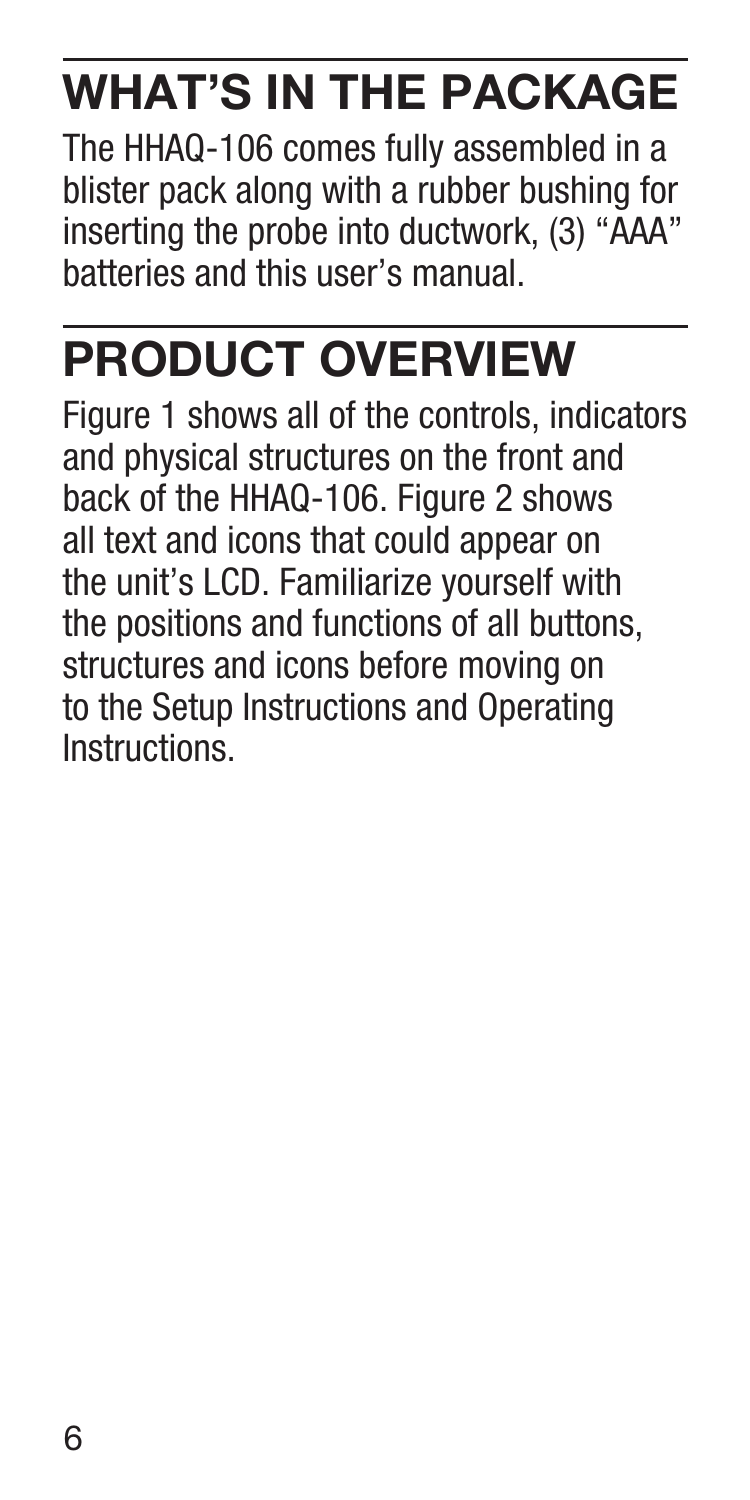# WHAT'S IN THE PACKAGE

The HHAQ-106 comes fully assembled in a blister pack along with a rubber bushing for inserting the probe into ductwork, (3) "AAA" batteries and this user's manual.

# PRODUCT OVERVIEW

Figure 1 shows all of the controls, indicators and physical structures on the front and back of the HHAQ-106. Figure 2 shows all text and icons that could appear on the unit's LCD. Familiarize yourself with the positions and functions of all buttons, structures and icons before moving on to the Setup Instructions and Operating Instructions.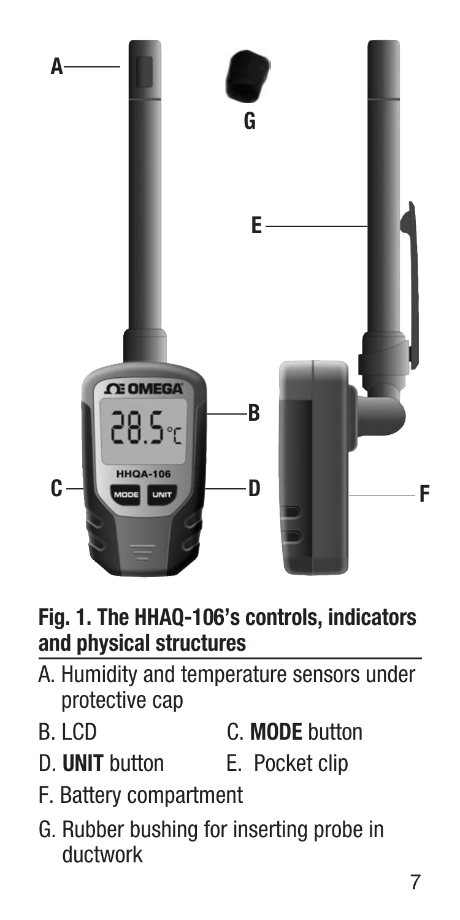**Fig. 1. The HHAQ-106's controls, indicators and physical structures**

A. Humidity and temperature sensors under protective cap

B. LCD

C. **MODE** button

D. **UNIT** button

E. Pocket clip

F. Battery compartment

G. Rubber bushing for inserting probe in ductwork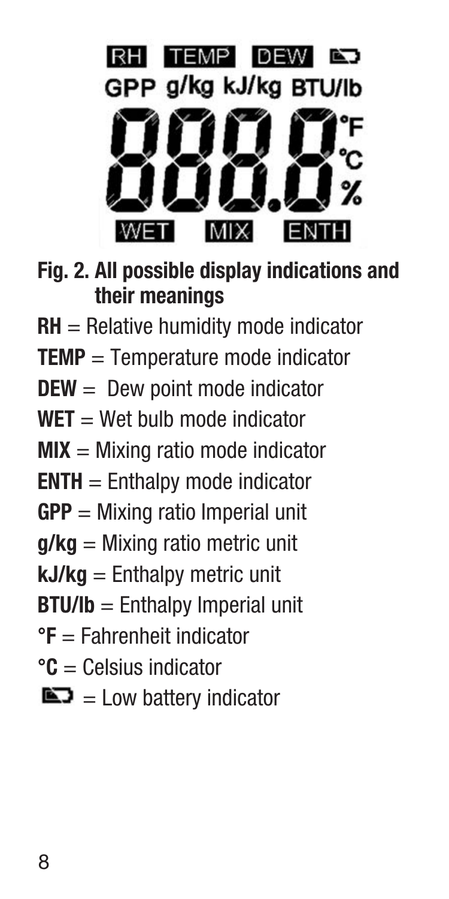**Fig. 2. All possible display indications and their meanings**

**RH** = Relative humidity mode indicator

**TEMP** = Temperature mode indicator

**DEW** = Dew point mode indicator

**WET** = Wet bulb mode indicator

**MIX** = Mixing ratio mode indicator

**ENTH** = Enthalpy mode indicator

**GPP** = Mixing ratio Imperial unit

**g/kg** = Mixing ratio metric unit

**kJ/kg** = Enthalpy metric unit

**BTU/lb** = Enthalpy Imperial unit

**°F** = Fahrenheit indicator

**°C** = Celsius indicator

= Low battery indicator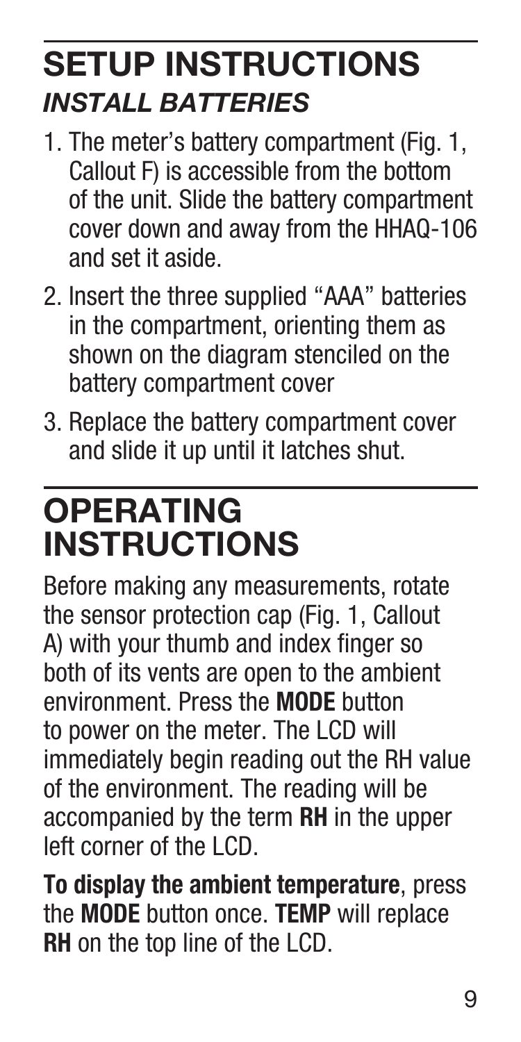# SETUP INSTRUCTIONS

## *INSTALL BATTERIES*

1. The meter's battery compartment (Fig. 1, Callout F) is accessible from the bottom of the unit. Slide the battery compartment cover down and away from the HHAQ-106 and set it aside.
2. Insert the three supplied "AAA" batteries in the compartment, orienting them as shown on the diagram stenciled on the battery compartment cover
3. Replace the battery compartment cover and slide it up until it latches shut.

# OPERATING INSTRUCTIONS

Before making any measurements, rotate the sensor protection cap (Fig. 1, Callout A) with your thumb and index finger so both of its vents are open to the ambient environment. Press the **MODE** button to power on the meter. The LCD will immediately begin reading out the RH value of the environment. The reading will be accompanied by the term **RH** in the upper left corner of the LCD.

**To display the ambient temperature**, press the **MODE** button once. **TEMP** will replace **RH** on the top line of the LCD.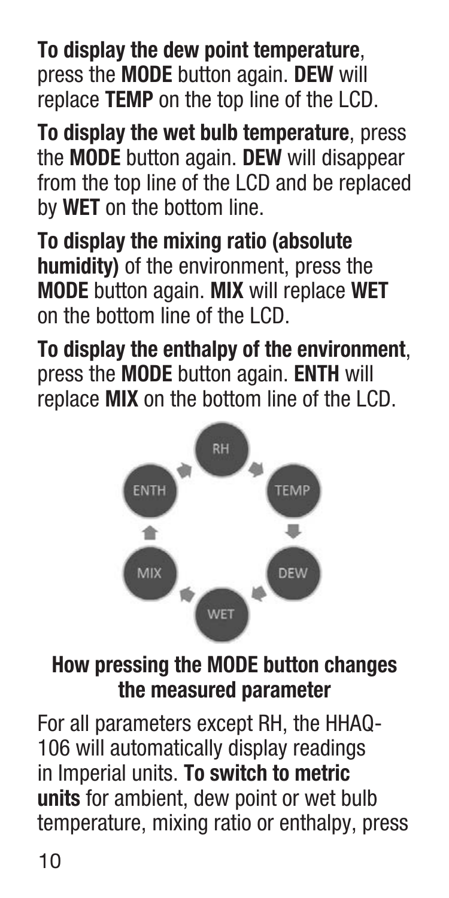**To display the dew point temperature**, press the **MODE** button again. **DEW** will replace **TEMP** on the top line of the LCD.

**To display the wet bulb temperature**, press the **MODE** button again. **DEW** will disappear from the top line of the LCD and be replaced by **WET** on the bottom line.

**To display the mixing ratio (absolute humidity)** of the environment, press the **MODE** button again. **MIX** will replace **WET** on the bottom line of the LCD.

**To display the enthalpy of the environment**, press the **MODE** button again. **ENTH** will replace **MIX** on the bottom line of the LCD.

RH → TEMP → DEW → WET → MIX → ENTH → RH

**How pressing the MODE button changes the measured parameter**

For all parameters except RH, the HHAQ-106 will automatically display readings in Imperial units. **To switch to metric units** for ambient, dew point or wet bulb temperature, mixing ratio or enthalpy, press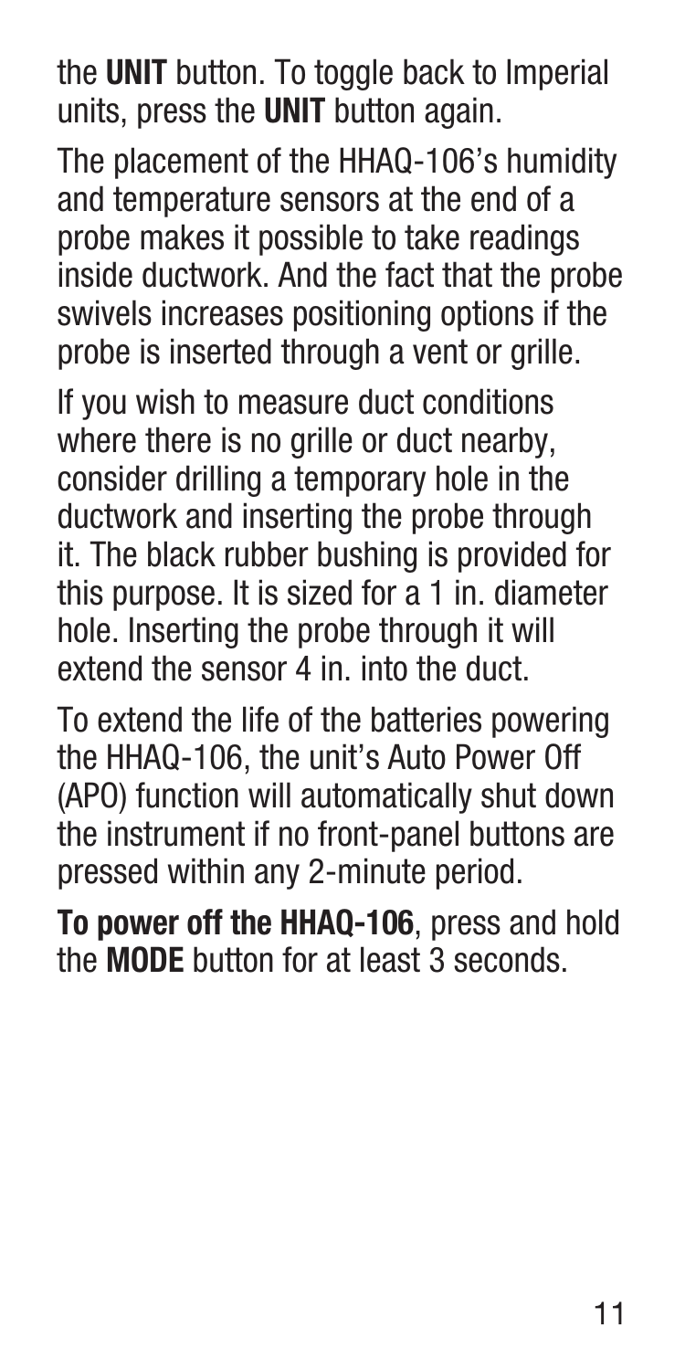the **UNIT** button. To toggle back to Imperial units, press the **UNIT** button again.

The placement of the HHAQ-106's humidity and temperature sensors at the end of a probe makes it possible to take readings inside ductwork. And the fact that the probe swivels increases positioning options if the probe is inserted through a vent or grille.

If you wish to measure duct conditions where there is no grille or duct nearby, consider drilling a temporary hole in the ductwork and inserting the probe through it. The black rubber bushing is provided for this purpose. It is sized for a 1 in. diameter hole. Inserting the probe through it will extend the sensor 4 in. into the duct.

To extend the life of the batteries powering the HHAQ-106, the unit's Auto Power Off (APO) function will automatically shut down the instrument if no front-panel buttons are pressed within any 2-minute period.

**To power off the HHAQ-106**, press and hold the **MODE** button for at least 3 seconds.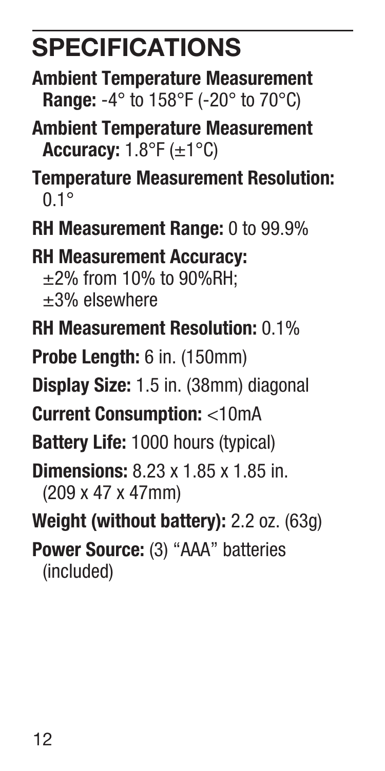# SPECIFICATIONS

**Ambient Temperature Measurement Range:** -4° to 158°F (-20° to 70°C)

**Ambient Temperature Measurement Accuracy:** 1.8°F (±1°C)

**Temperature Measurement Resolution:** 0.1°

**RH Measurement Range:** 0 to 99.9%

**RH Measurement Accuracy:**
±2% from 10% to 90%RH;
±3% elsewhere

**RH Measurement Resolution:** 0.1%

**Probe Length:** 6 in. (150mm)

**Display Size:** 1.5 in. (38mm) diagonal

**Current Consumption:** <10mA

**Battery Life:** 1000 hours (typical)

**Dimensions:** 8.23 x 1.85 x 1.85 in. (209 x 47 x 47mm)

**Weight (without battery):** 2.2 oz. (63g)

**Power Source:** (3) "AAA" batteries (included)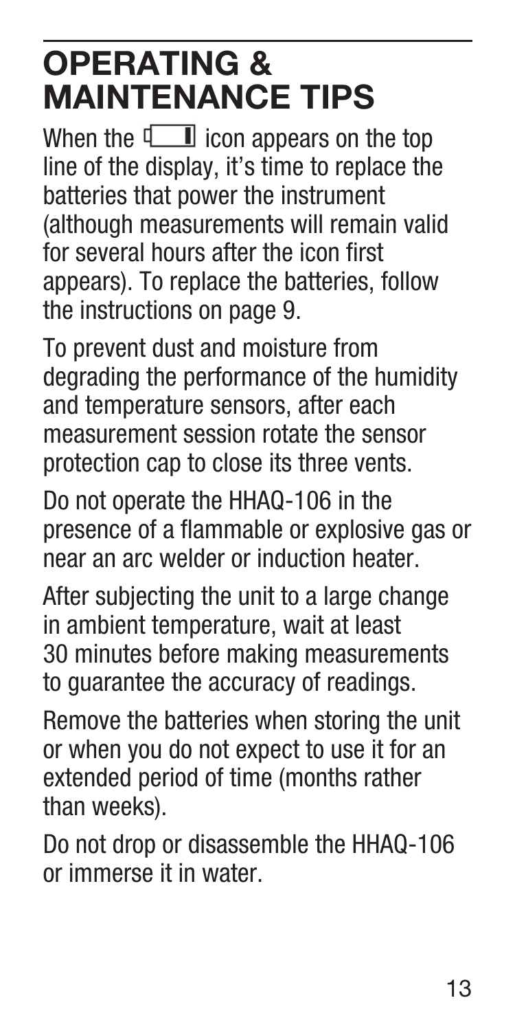# OPERATING & MAINTENANCE TIPS

When the battery icon appears on the top line of the display, it's time to replace the batteries that power the instrument (although measurements will remain valid for several hours after the icon first appears). To replace the batteries, follow the instructions on page 9.

To prevent dust and moisture from degrading the performance of the humidity and temperature sensors, after each measurement session rotate the sensor protection cap to close its three vents.

Do not operate the HHAQ-106 in the presence of a flammable or explosive gas or near an arc welder or induction heater.

After subjecting the unit to a large change in ambient temperature, wait at least 30 minutes before making measurements to guarantee the accuracy of readings.

Remove the batteries when storing the unit or when you do not expect to use it for an extended period of time (months rather than weeks).

Do not drop or disassemble the HHAQ-106 or immerse it in water.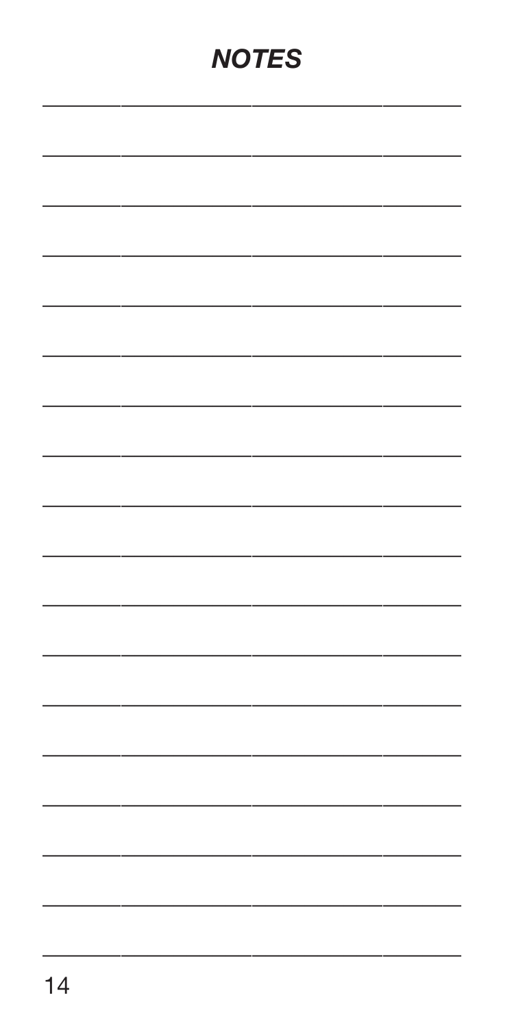## *NOTES*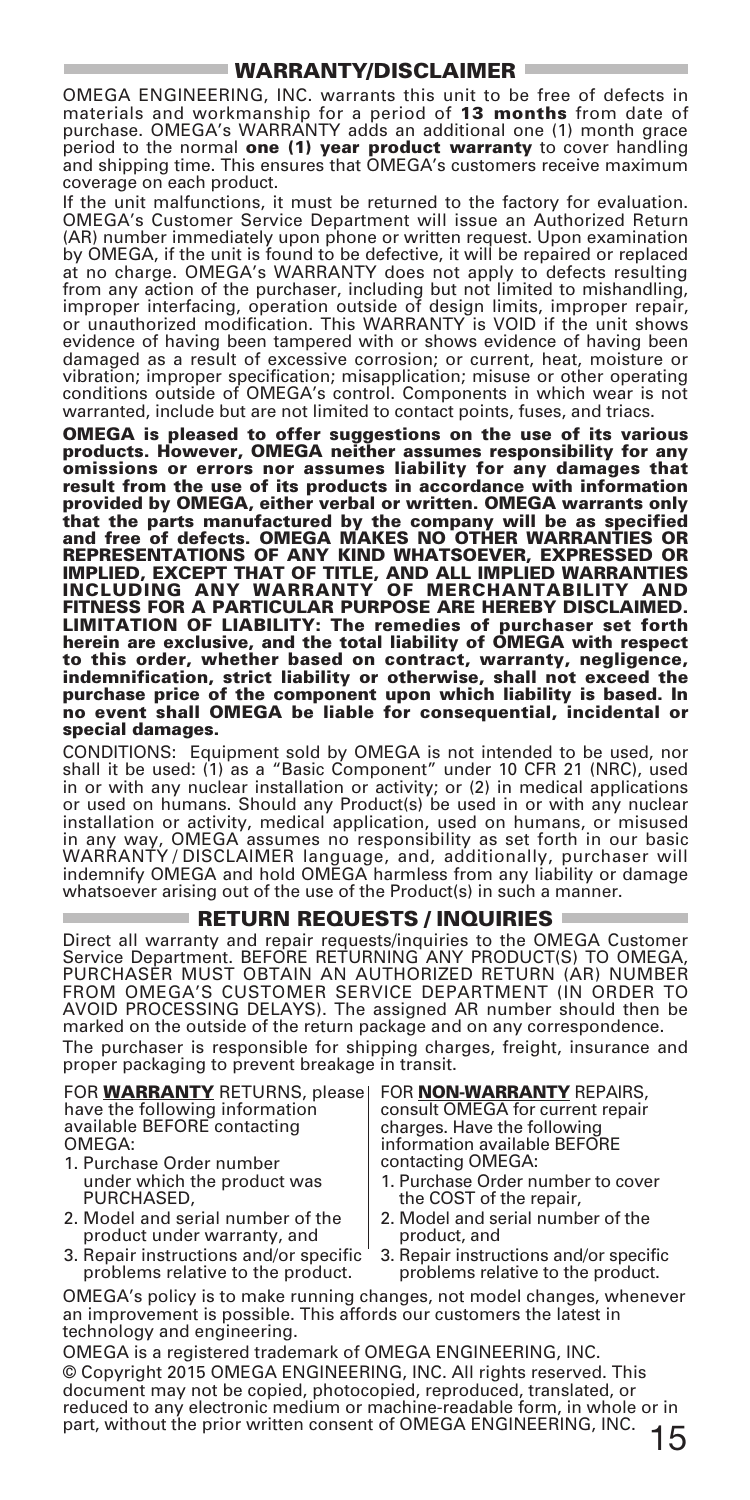## WARRANTY/DISCLAIMER

OMEGA ENGINEERING, INC. warrants this unit to be free of defects in materials and workmanship for a period of **13 months** from date of purchase. OMEGA's WARRANTY adds an additional one (1) month grace period to the normal **one (1) year product warranty** to cover handling and shipping time. This ensures that OMEGA's customers receive maximum coverage on each product.

If the unit malfunctions, it must be returned to the factory for evaluation. OMEGA's Customer Service Department will issue an Authorized Return (AR) number immediately upon phone or written request. Upon examination by OMEGA, if the unit is found to be defective, it will be repaired or replaced at no charge. OMEGA's WARRANTY does not apply to defects resulting from any action of the purchaser, including but not limited to mishandling, improper interfacing, operation outside of design limits, improper repair, or unauthorized modification. This WARRANTY is VOID if the unit shows evidence of having been tampered with or shows evidence of having been damaged as a result of excessive corrosion; or current, heat, moisture or vibration; improper specification; misapplication; misuse or other operating conditions outside of OMEGA's control. Components in which wear is not warranted, include but are not limited to contact points, fuses, and triacs.

**OMEGA is pleased to offer suggestions on the use of its various products. However, OMEGA neither assumes responsibility for any omissions or errors nor assumes liability for any damages that result from the use of its products in accordance with information provided by OMEGA, either verbal or written. OMEGA warrants only that the parts manufactured by the company will be as specified and free of defects. OMEGA MAKES NO OTHER WARRANTIES OR REPRESENTATIONS OF ANY KIND WHATSOEVER, EXPRESSED OR IMPLIED, EXCEPT THAT OF TITLE, AND ALL IMPLIED WARRANTIES INCLUDING ANY WARRANTY OF MERCHANTABILITY AND FITNESS FOR A PARTICULAR PURPOSE ARE HEREBY DISCLAIMED. LIMITATION OF LIABILITY: The remedies of purchaser set forth herein are exclusive, and the total liability of OMEGA with respect to this order, whether based on contract, warranty, negligence, indemnification, strict liability or otherwise, shall not exceed the purchase price of the component upon which liability is based. In no event shall OMEGA be liable for consequential, incidental or special damages.**

CONDITIONS: Equipment sold by OMEGA is not intended to be used, nor shall it be used: (1) as a "Basic Component" under 10 CFR 21 (NRC), used in or with any nuclear installation or activity; or (2) in medical applications or used on humans. Should any Product(s) be used in or with any nuclear installation or activity, medical application, used on humans, or misused in any way, OMEGA assumes no responsibility as set forth in our basic WARRANTY / DISCLAIMER language, and, additionally, purchaser will indemnify OMEGA and hold OMEGA harmless from any liability or damage whatsoever arising out of the use of the Product(s) in such a manner.

## RETURN REQUESTS / INQUIRIES

Direct all warranty and repair requests/inquiries to the OMEGA Customer Service Department. BEFORE RETURNING ANY PRODUCT(S) TO OMEGA, PURCHASER MUST OBTAIN AN AUTHORIZED RETURN (AR) NUMBER FROM OMEGA'S CUSTOMER SERVICE DEPARTMENT (IN ORDER TO AVOID PROCESSING DELAYS). The assigned AR number should then be marked on the outside of the return package and on any correspondence.

The purchaser is responsible for shipping charges, freight, insurance and proper packaging to prevent breakage in transit.

FOR **WARRANTY** RETURNS, please have the following information available BEFORE contacting OMEGA:

1. Purchase Order number under which the product was PURCHASED,
2. Model and serial number of the product under warranty, and
3. Repair instructions and/or specific problems relative to the product.

FOR **NON-WARRANTY** REPAIRS, consult OMEGA for current repair charges. Have the following information available BEFORE contacting OMEGA:

1. Purchase Order number to cover the COST of the repair,
2. Model and serial number of the product, and
3. Repair instructions and/or specific problems relative to the product.

OMEGA's policy is to make running changes, not model changes, whenever an improvement is possible. This affords our customers the latest in technology and engineering.

OMEGA is a registered trademark of OMEGA ENGINEERING, INC.

© Copyright 2015 OMEGA ENGINEERING, INC. All rights reserved. This document may not be copied, photocopied, reproduced, translated, or reduced to any electronic medium or machine-readable form, in whole or in part, without the prior written consent of OMEGA ENGINEERING, INC.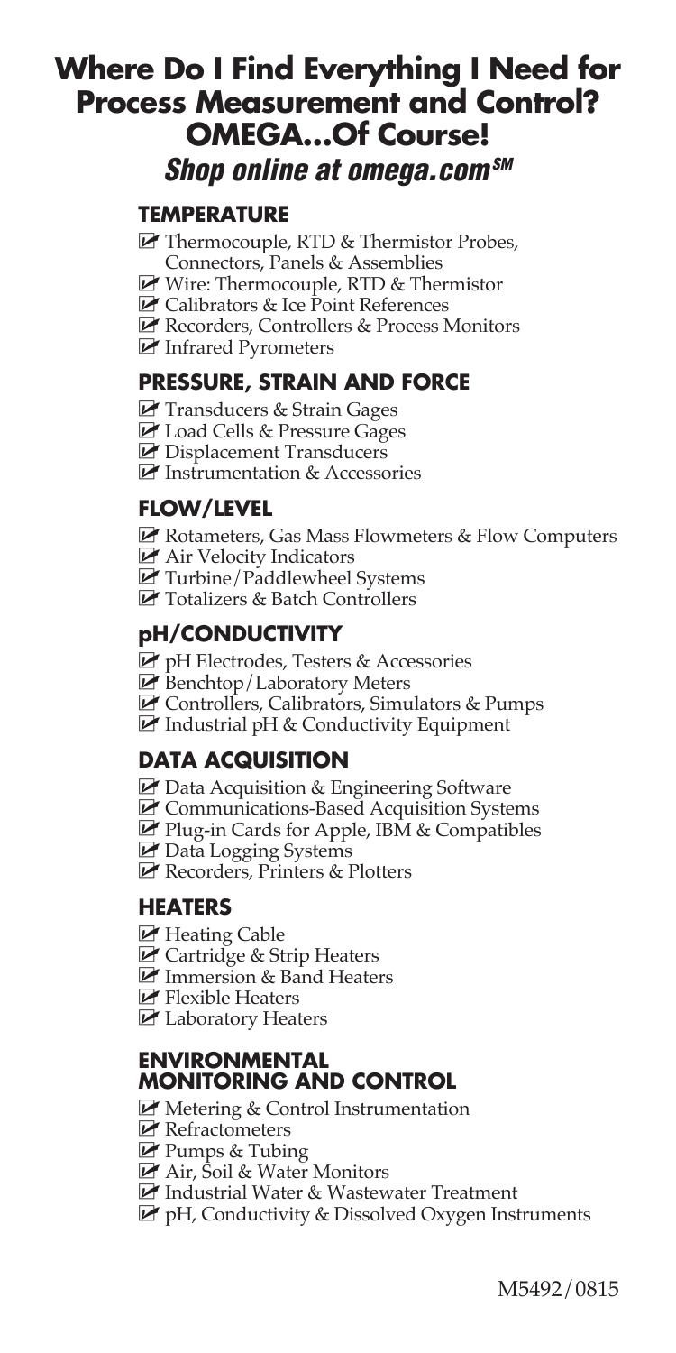# Where Do I Find Everything I Need for Process Measurement and Control? OMEGA...Of Course!

***Shop online at omega.com℠***

## TEMPERATURE

- ☑ Thermocouple, RTD & Thermistor Probes, Connectors, Panels & Assemblies
- ☑ Wire: Thermocouple, RTD & Thermistor
- ☑ Calibrators & Ice Point References
- ☑ Recorders, Controllers & Process Monitors
- ☑ Infrared Pyrometers

## PRESSURE, STRAIN AND FORCE

- ☑ Transducers & Strain Gages
- ☑ Load Cells & Pressure Gages
- ☑ Displacement Transducers
- ☑ Instrumentation & Accessories

## FLOW/LEVEL

- ☑ Rotameters, Gas Mass Flowmeters & Flow Computers
- ☑ Air Velocity Indicators
- ☑ Turbine/Paddlewheel Systems
- ☑ Totalizers & Batch Controllers

## pH/CONDUCTIVITY

- ☑ pH Electrodes, Testers & Accessories
- ☑ Benchtop/Laboratory Meters
- ☑ Controllers, Calibrators, Simulators & Pumps
- ☑ Industrial pH & Conductivity Equipment

## DATA ACQUISITION

- ☑ Data Acquisition & Engineering Software
- ☑ Communications-Based Acquisition Systems
- ☑ Plug-in Cards for Apple, IBM & Compatibles
- ☑ Data Logging Systems
- ☑ Recorders, Printers & Plotters

## HEATERS

- ☑ Heating Cable
- ☑ Cartridge & Strip Heaters
- ☑ Immersion & Band Heaters
- ☑ Flexible Heaters
- ☑ Laboratory Heaters

## ENVIRONMENTAL MONITORING AND CONTROL

- ☑ Metering & Control Instrumentation
- ☑ Refractometers
- ☑ Pumps & Tubing
- ☑ Air, Soil & Water Monitors
- ☑ Industrial Water & Wastewater Treatment
- ☑ pH, Conductivity & Dissolved Oxygen Instruments

M5492/0815